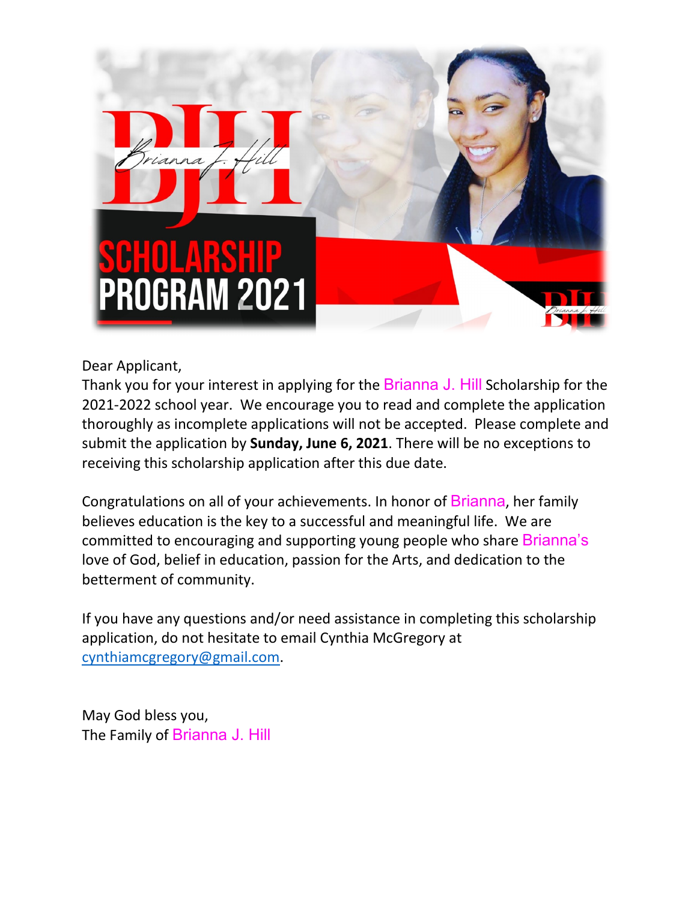# BJH Brianna J. Hill

# SCHOLARSHIP PROGRAM 2021

Dear Applicant,

Thank you for your interest in applying for the Brianna J. Hill Scholarship for the 2021-2022 school year. We encourage you to read and complete the application thoroughly as incomplete applications will not be accepted. Please complete and submit the application by **Sunday, June 6, 2021**. There will be no exceptions to receiving this scholarship application after this due date.

Congratulations on all of your achievements. In honor of Brianna, her family believes education is the key to a successful and meaningful life. We are committed to encouraging and supporting young people who share Brianna's love of God, belief in education, passion for the Arts, and dedication to the betterment of community.

If you have any questions and/or need assistance in completing this scholarship application, do not hesitate to email Cynthia McGregory at cynthiamcgregory@gmail.com.

May God bless you,
The Family of Brianna J. Hill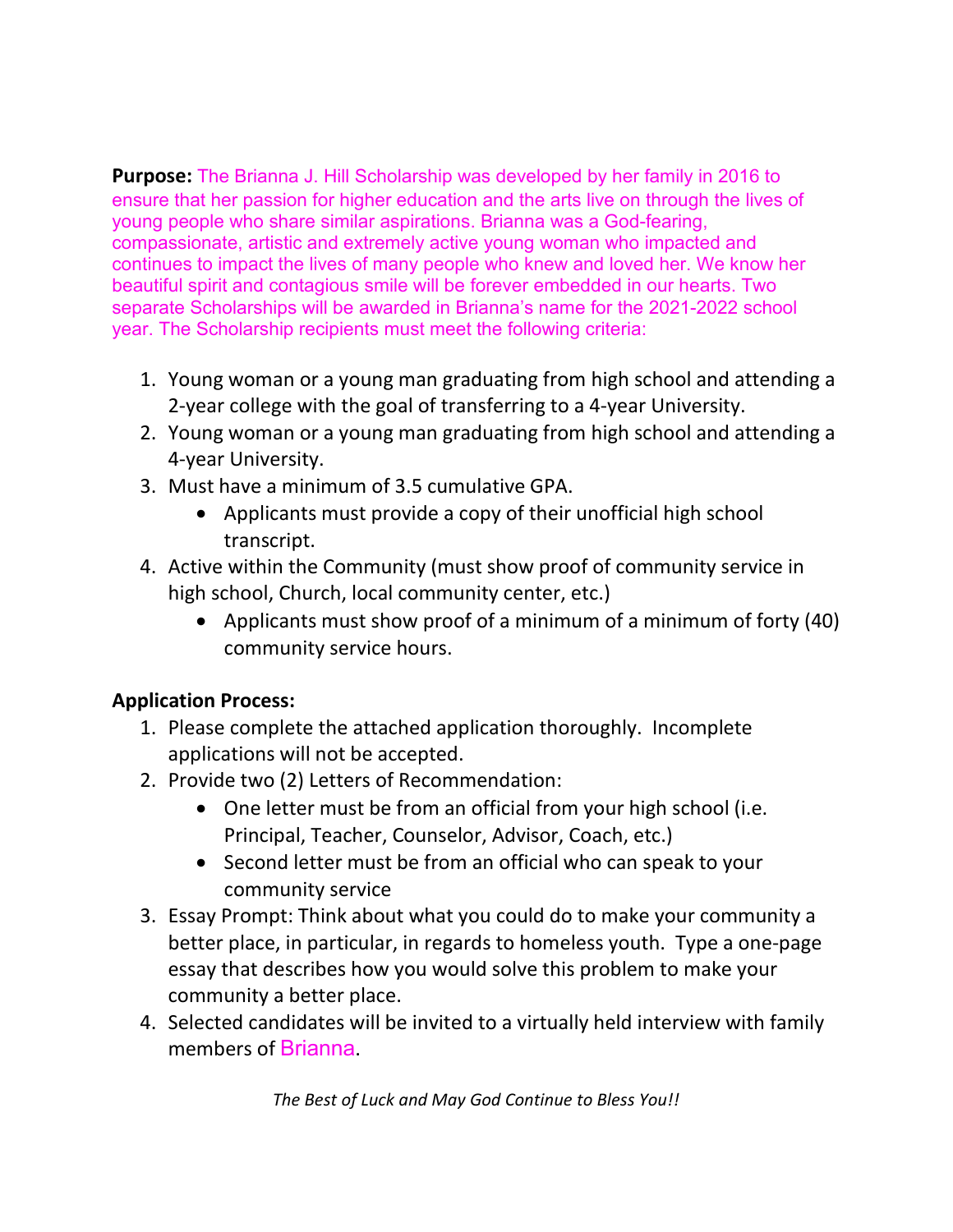**Purpose:** The Brianna J. Hill Scholarship was developed by her family in 2016 to ensure that her passion for higher education and the arts live on through the lives of young people who share similar aspirations. Brianna was a God-fearing, compassionate, artistic and extremely active young woman who impacted and continues to impact the lives of many people who knew and loved her. We know her beautiful spirit and contagious smile will be forever embedded in our hearts. Two separate Scholarships will be awarded in Brianna's name for the 2021-2022 school year. The Scholarship recipients must meet the following criteria:

1. Young woman or a young man graduating from high school and attending a 2-year college with the goal of transferring to a 4-year University.
2. Young woman or a young man graduating from high school and attending a 4-year University.
3. Must have a minimum of 3.5 cumulative GPA.
   - Applicants must provide a copy of their unofficial high school transcript.
4. Active within the Community (must show proof of community service in high school, Church, local community center, etc.)
   - Applicants must show proof of a minimum of a minimum of forty (40) community service hours.

**Application Process:**

1. Please complete the attached application thoroughly. Incomplete applications will not be accepted.
2. Provide two (2) Letters of Recommendation:
   - One letter must be from an official from your high school (i.e. Principal, Teacher, Counselor, Advisor, Coach, etc.)
   - Second letter must be from an official who can speak to your community service
3. Essay Prompt: Think about what you could do to make your community a better place, in particular, in regards to homeless youth. Type a one-page essay that describes how you would solve this problem to make your community a better place.
4. Selected candidates will be invited to a virtually held interview with family members of Brianna.

*The Best of Luck and May God Continue to Bless You!!*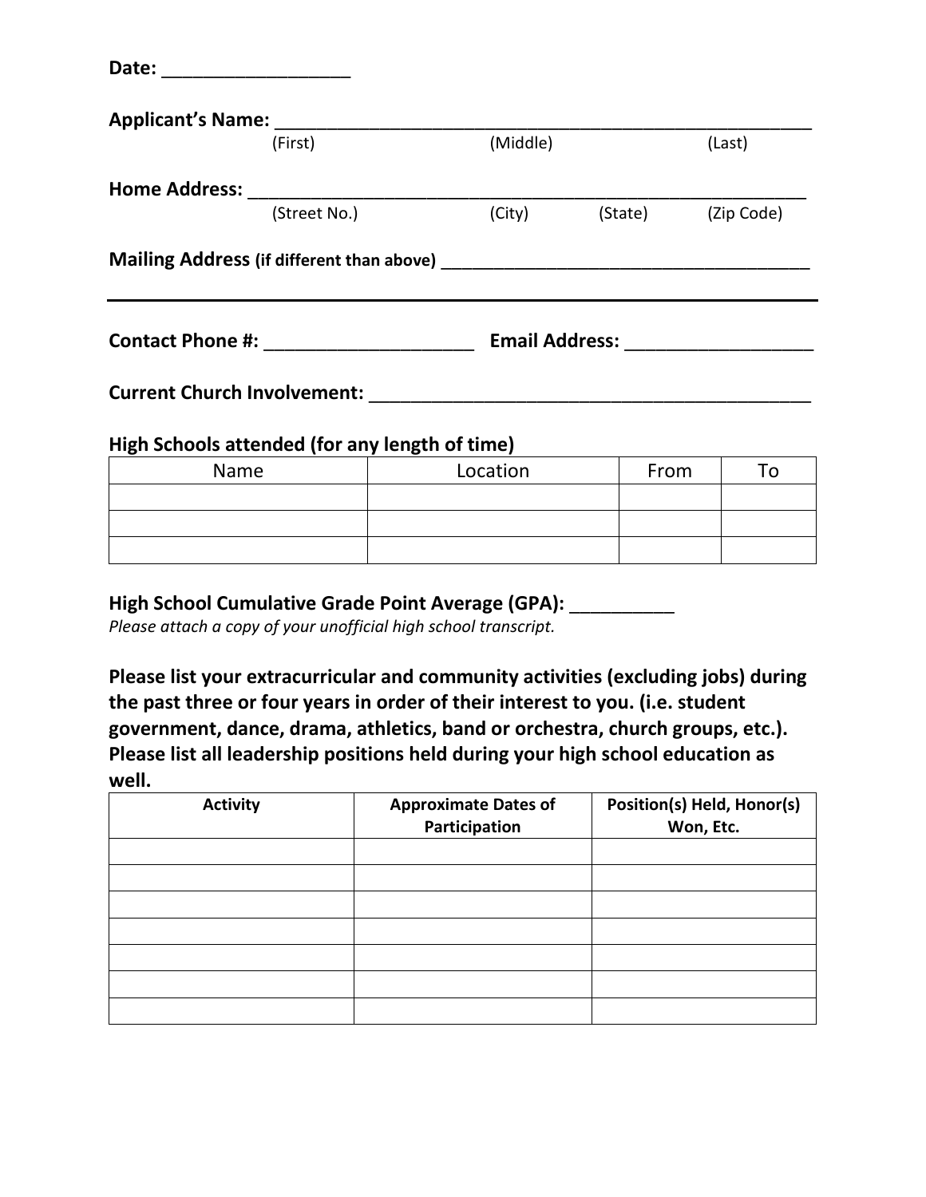**Date:** ___________________

**Applicant's Name:** _______________________________________________________

(First) (Middle) (Last)

**Home Address:** __________________________________________________________

(Street No.) (City) (State) (Zip Code)

**Mailing Address (if different than above)** ________________________________________

---

**Contact Phone #:** _____________________ **Email Address:** ___________________

**Current Church Involvement:** ____________________________________________

**High Schools attended (for any length of time)**

| Name | Location | From | To |
|---|---|---|---|
| | | | |
| | | | |
| | | | |

**High School Cumulative Grade Point Average (GPA):** __________

*Please attach a copy of your unofficial high school transcript.*

**Please list your extracurricular and community activities (excluding jobs) during the past three or four years in order of their interest to you. (i.e. student government, dance, drama, athletics, band or orchestra, church groups, etc.). Please list all leadership positions held during your high school education as well.**

| **Activity** | **Approximate Dates of Participation** | **Position(s) Held, Honor(s) Won, Etc.** |
|---|---|---|
| | | |
| | | |
| | | |
| | | |
| | | |
| | | |
| | | |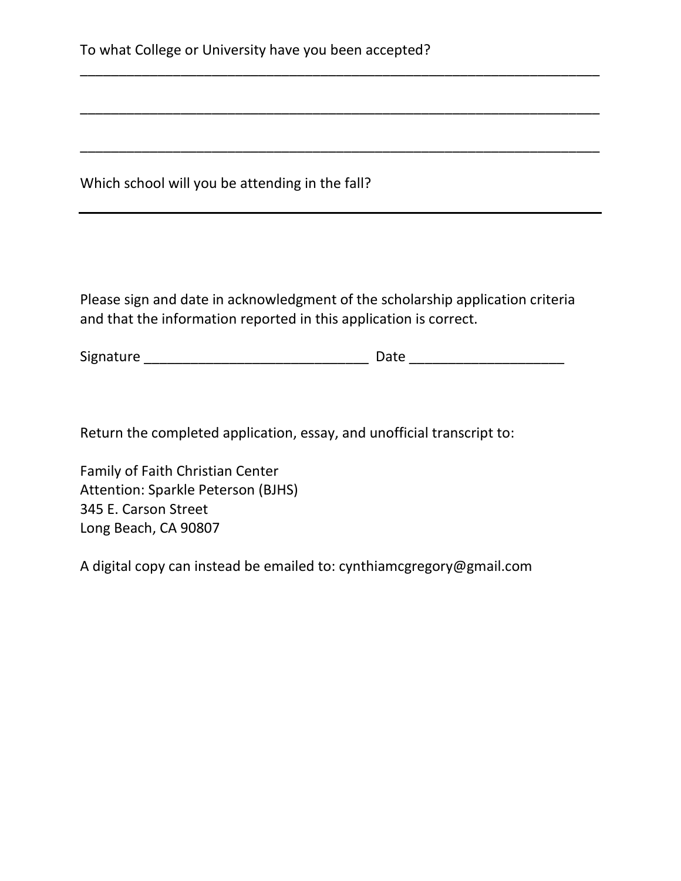To what College or University have you been accepted?

_______________________________________________________________________

_______________________________________________________________________

_______________________________________________________________________

Which school will you be attending in the fall?

_______________________________________________________________________

Please sign and date in acknowledgment of the scholarship application criteria and that the information reported in this application is correct.

Signature _____________________________ Date ____________________

Return the completed application, essay, and unofficial transcript to:

Family of Faith Christian Center
Attention: Sparkle Peterson (BJHS)
345 E. Carson Street
Long Beach, CA 90807

A digital copy can instead be emailed to: cynthiamcgregory@gmail.com